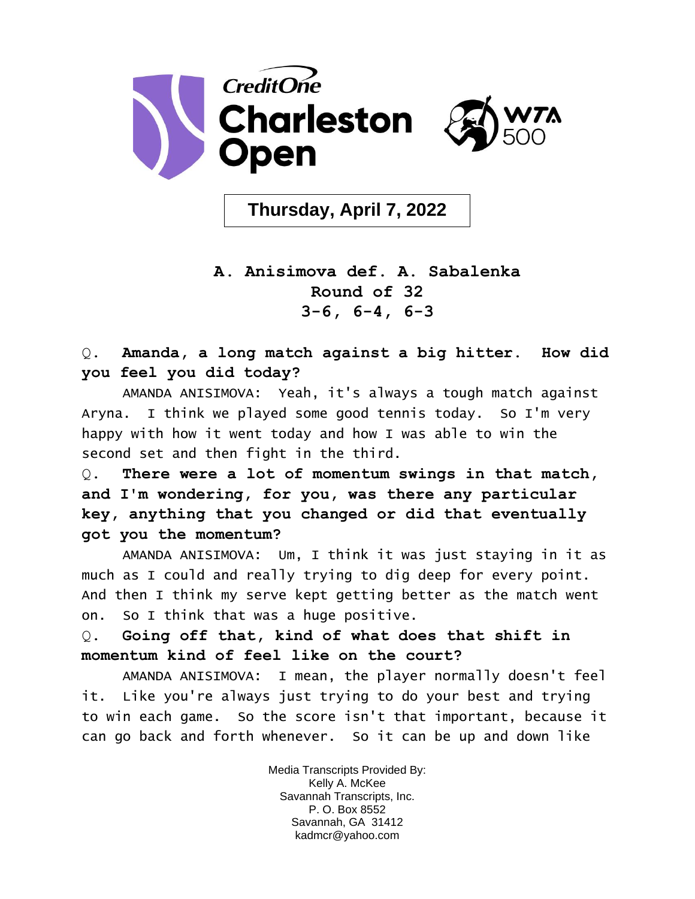# Credit One Charleston Open

WTA 500

**Thursday, April 7, 2022**

**A. Anisimova def. A. Sabalenka**
**Round of 32**
**3-6, 6-4, 6-3**

Q. **Amanda, a long match against a big hitter. How did you feel you did today?**

AMANDA ANISIMOVA: Yeah, it's always a tough match against Aryna. I think we played some good tennis today. So I'm very happy with how it went today and how I was able to win the second set and then fight in the third.

Q. **There were a lot of momentum swings in that match, and I'm wondering, for you, was there any particular key, anything that you changed or did that eventually got you the momentum?**

AMANDA ANISIMOVA: Um, I think it was just staying in it as much as I could and really trying to dig deep for every point. And then I think my serve kept getting better as the match went on. So I think that was a huge positive.

Q. **Going off that, kind of what does that shift in momentum kind of feel like on the court?**

AMANDA ANISIMOVA: I mean, the player normally doesn't feel it. Like you're always just trying to do your best and trying to win each game. So the score isn't that important, because it can go back and forth whenever. So it can be up and down like

Media Transcripts Provided By:
Kelly A. McKee
Savannah Transcripts, Inc.
P. O. Box 8552
Savannah, GA 31412
kadmcr@yahoo.com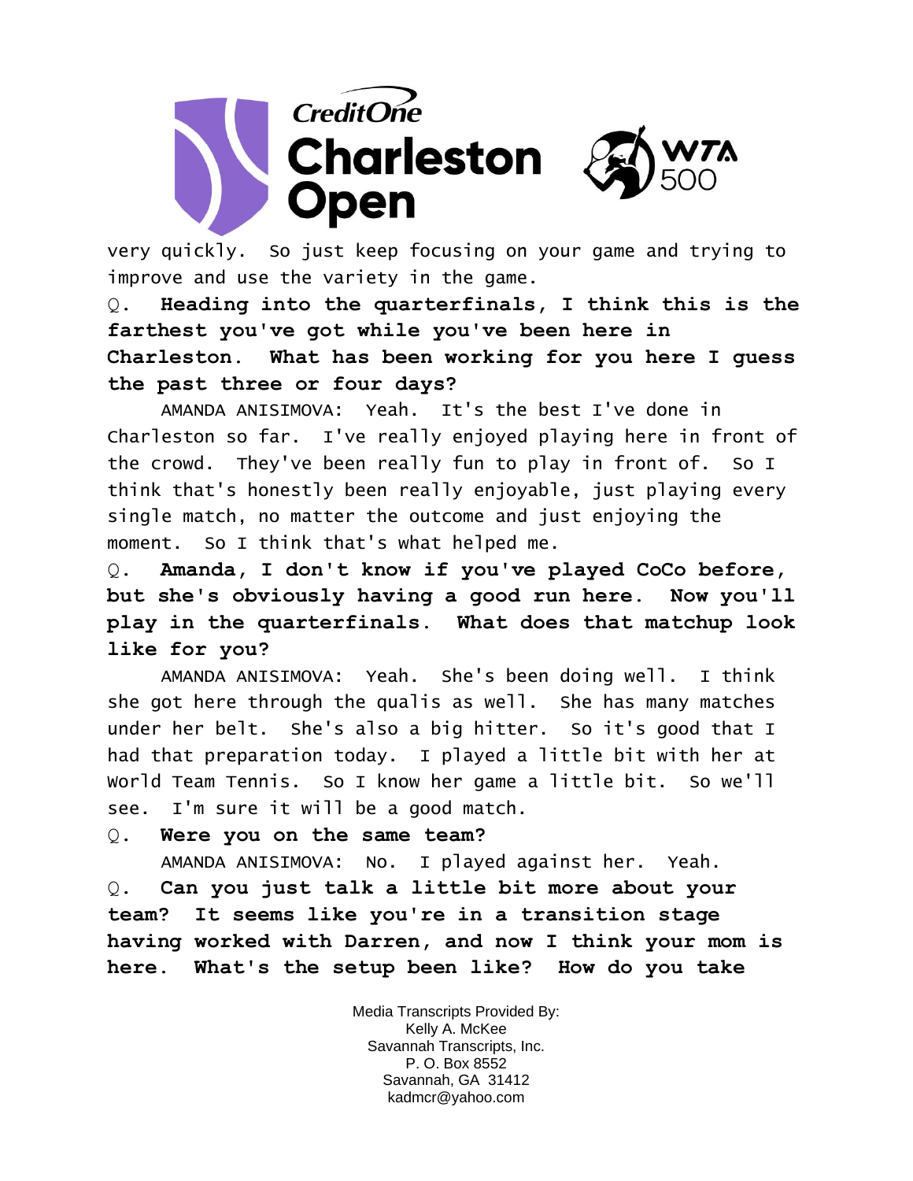very quickly. So just keep focusing on your game and trying to improve and use the variety in the game.

**Q. Heading into the quarterfinals, I think this is the farthest you've got while you've been here in Charleston. What has been working for you here I guess the past three or four days?**

AMANDA ANISIMOVA: Yeah. It's the best I've done in Charleston so far. I've really enjoyed playing here in front of the crowd. They've been really fun to play in front of. So I think that's honestly been really enjoyable, just playing every single match, no matter the outcome and just enjoying the moment. So I think that's what helped me.

**Q. Amanda, I don't know if you've played CoCo before, but she's obviously having a good run here. Now you'll play in the quarterfinals. What does that matchup look like for you?**

AMANDA ANISIMOVA: Yeah. She's been doing well. I think she got here through the qualis as well. She has many matches under her belt. She's also a big hitter. So it's good that I had that preparation today. I played a little bit with her at World Team Tennis. So I know her game a little bit. So we'll see. I'm sure it will be a good match.

**Q. Were you on the same team?**

AMANDA ANISIMOVA: No. I played against her. Yeah.

**Q. Can you just talk a little bit more about your team? It seems like you're in a transition stage having worked with Darren, and now I think your mom is here. What's the setup been like? How do you take**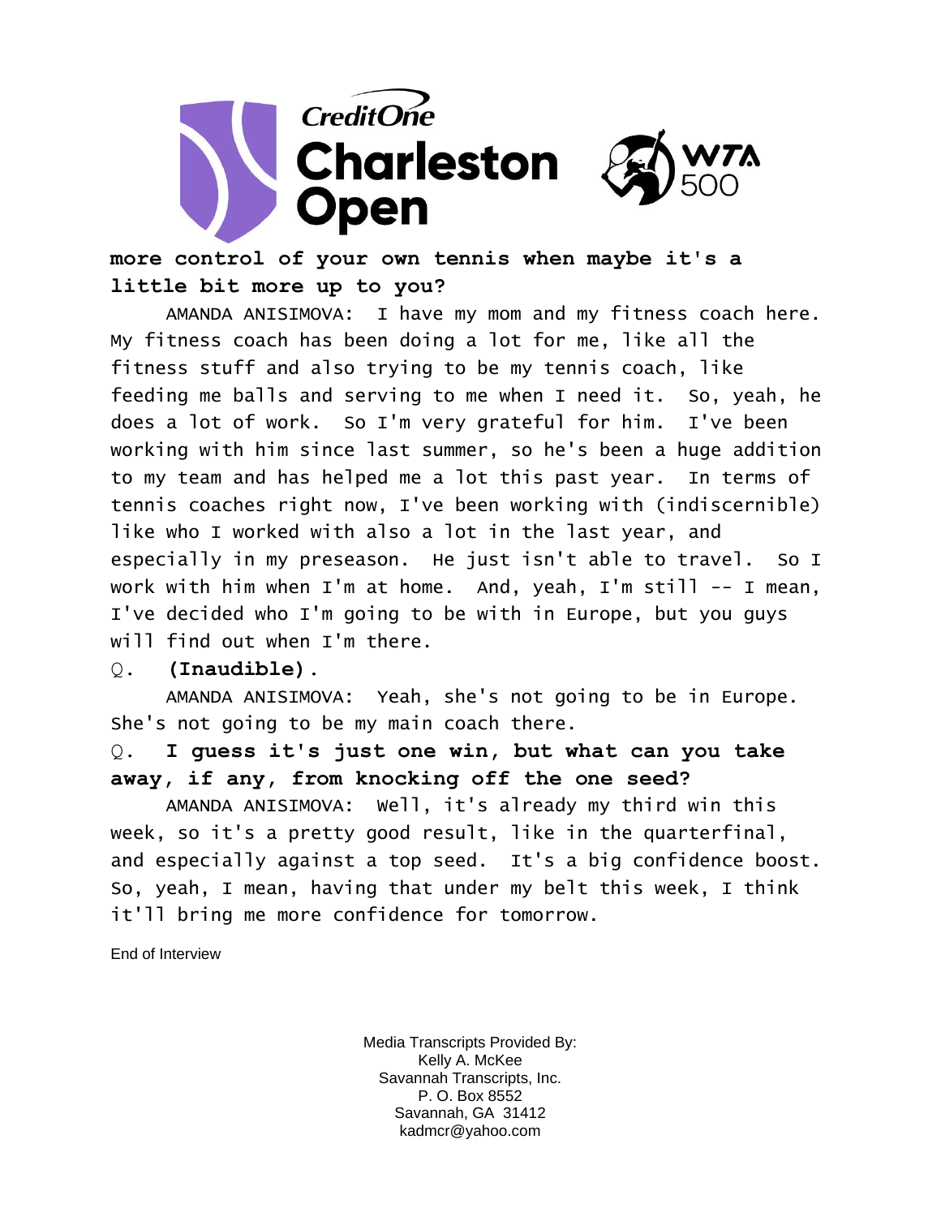**more control of your own tennis when maybe it's a little bit more up to you?**

AMANDA ANISIMOVA: I have my mom and my fitness coach here. My fitness coach has been doing a lot for me, like all the fitness stuff and also trying to be my tennis coach, like feeding me balls and serving to me when I need it. So, yeah, he does a lot of work. So I'm very grateful for him. I've been working with him since last summer, so he's been a huge addition to my team and has helped me a lot this past year. In terms of tennis coaches right now, I've been working with (indiscernible) like who I worked with also a lot in the last year, and especially in my preseason. He just isn't able to travel. So I work with him when I'm at home. And, yeah, I'm still -- I mean, I've decided who I'm going to be with in Europe, but you guys will find out when I'm there.

Q. **(Inaudible).**

AMANDA ANISIMOVA: Yeah, she's not going to be in Europe. She's not going to be my main coach there.

Q. **I guess it's just one win, but what can you take away, if any, from knocking off the one seed?**

AMANDA ANISIMOVA: Well, it's already my third win this week, so it's a pretty good result, like in the quarterfinal, and especially against a top seed. It's a big confidence boost. So, yeah, I mean, having that under my belt this week, I think it'll bring me more confidence for tomorrow.

End of Interview

Media Transcripts Provided By:
Kelly A. McKee
Savannah Transcripts, Inc.
P. O. Box 8552
Savannah, GA 31412
kadmcr@yahoo.com